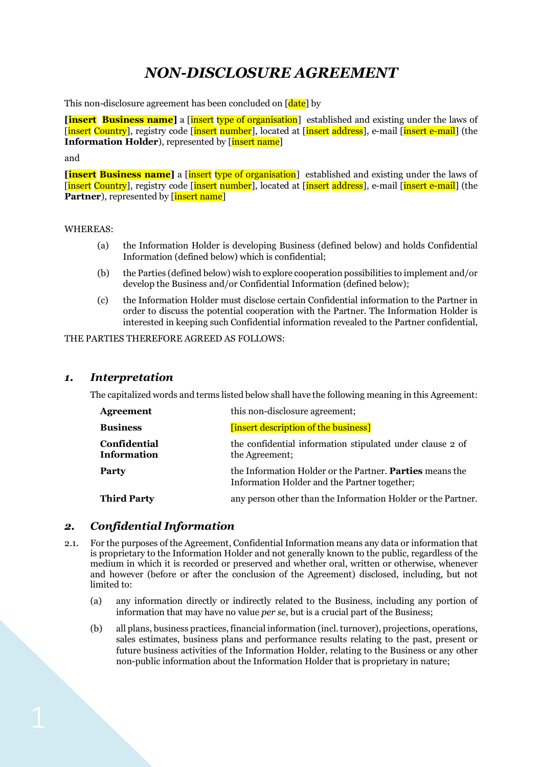# *NON-DISCLOSURE AGREEMENT*

This non-disclosure agreement has been concluded on [date] by

**[insert Business name]** a [insert type of organisation] established and existing under the laws of [insert Country], registry code [insert number], located at [insert address], e-mail [insert e-mail] (the **Information Holder**), represented by [insert name]

and

**[insert Business name]** a [insert type of organisation] established and existing under the laws of [insert Country], registry code [insert number], located at [insert address], e-mail [insert e-mail] (the **Partner**), represented by [insert name]

WHEREAS:

(a) the Information Holder is developing Business (defined below) and holds Confidential Information (defined below) which is confidential;

(b) the Parties (defined below) wish to explore cooperation possibilities to implement and/or develop the Business and/or Confidential Information (defined below);

(c) the Information Holder must disclose certain Confidential information to the Partner in order to discuss the potential cooperation with the Partner. The Information Holder is interested in keeping such Confidential information revealed to the Partner confidential,

THE PARTIES THEREFORE AGREED AS FOLLOWS:

## *1. Interpretation*

The capitalized words and terms listed below shall have the following meaning in this Agreement:

| | |
|---|---|
| **Agreement** | this non-disclosure agreement; |
| **Business** | [insert description of the business] |
| **Confidential Information** | the confidential information stipulated under clause 2 of the Agreement; |
| **Party** | the Information Holder or the Partner. **Parties** means the Information Holder and the Partner together; |
| **Third Party** | any person other than the Information Holder or the Partner. |

## *2. Confidential Information*

2.1. For the purposes of the Agreement, Confidential Information means any data or information that is proprietary to the Information Holder and not generally known to the public, regardless of the medium in which it is recorded or preserved and whether oral, written or otherwise, whenever and however (before or after the conclusion of the Agreement) disclosed, including, but not limited to:

(a) any information directly or indirectly related to the Business, including any portion of information that may have no value *per se*, but is a crucial part of the Business;

(b) all plans, business practices, financial information (incl. turnover), projections, operations, sales estimates, business plans and performance results relating to the past, present or future business activities of the Information Holder, relating to the Business or any other non-public information about the Information Holder that is proprietary in nature;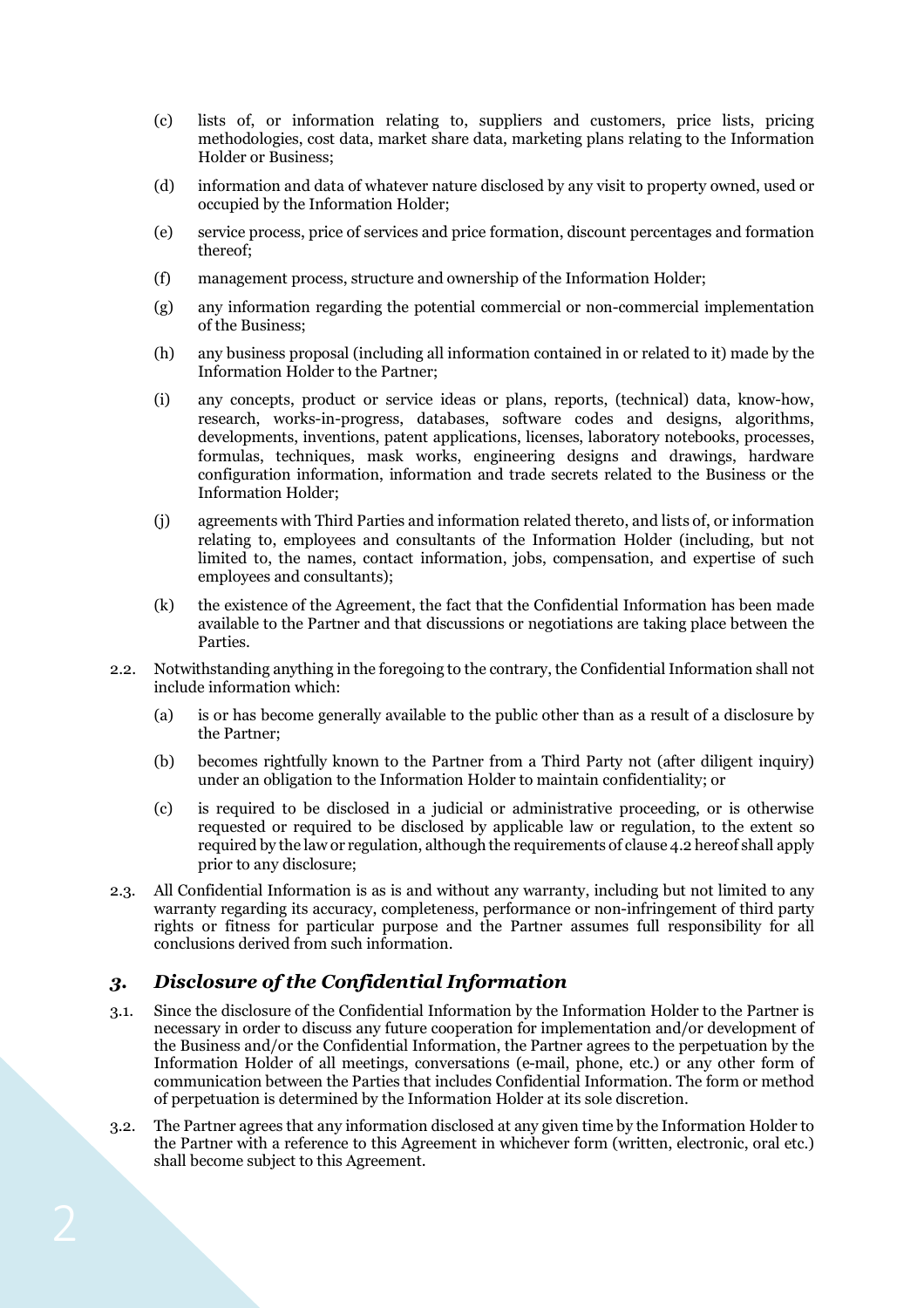(c) lists of, or information relating to, suppliers and customers, price lists, pricing methodologies, cost data, market share data, marketing plans relating to the Information Holder or Business;

(d) information and data of whatever nature disclosed by any visit to property owned, used or occupied by the Information Holder;

(e) service process, price of services and price formation, discount percentages and formation thereof;

(f) management process, structure and ownership of the Information Holder;

(g) any information regarding the potential commercial or non-commercial implementation of the Business;

(h) any business proposal (including all information contained in or related to it) made by the Information Holder to the Partner;

(i) any concepts, product or service ideas or plans, reports, (technical) data, know-how, research, works-in-progress, databases, software codes and designs, algorithms, developments, inventions, patent applications, licenses, laboratory notebooks, processes, formulas, techniques, mask works, engineering designs and drawings, hardware configuration information, information and trade secrets related to the Business or the Information Holder;

(j) agreements with Third Parties and information related thereto, and lists of, or information relating to, employees and consultants of the Information Holder (including, but not limited to, the names, contact information, jobs, compensation, and expertise of such employees and consultants);

(k) the existence of the Agreement, the fact that the Confidential Information has been made available to the Partner and that discussions or negotiations are taking place between the Parties.

2.2. Notwithstanding anything in the foregoing to the contrary, the Confidential Information shall not include information which:

(a) is or has become generally available to the public other than as a result of a disclosure by the Partner;

(b) becomes rightfully known to the Partner from a Third Party not (after diligent inquiry) under an obligation to the Information Holder to maintain confidentiality; or

(c) is required to be disclosed in a judicial or administrative proceeding, or is otherwise requested or required to be disclosed by applicable law or regulation, to the extent so required by the law or regulation, although the requirements of clause 4.2 hereof shall apply prior to any disclosure;

2.3. All Confidential Information is as is and without any warranty, including but not limited to any warranty regarding its accuracy, completeness, performance or non-infringement of third party rights or fitness for particular purpose and the Partner assumes full responsibility for all conclusions derived from such information.

## *3. Disclosure of the Confidential Information*

3.1. Since the disclosure of the Confidential Information by the Information Holder to the Partner is necessary in order to discuss any future cooperation for implementation and/or development of the Business and/or the Confidential Information, the Partner agrees to the perpetuation by the Information Holder of all meetings, conversations (e-mail, phone, etc.) or any other form of communication between the Parties that includes Confidential Information. The form or method of perpetuation is determined by the Information Holder at its sole discretion.

3.2. The Partner agrees that any information disclosed at any given time by the Information Holder to the Partner with a reference to this Agreement in whichever form (written, electronic, oral etc.) shall become subject to this Agreement.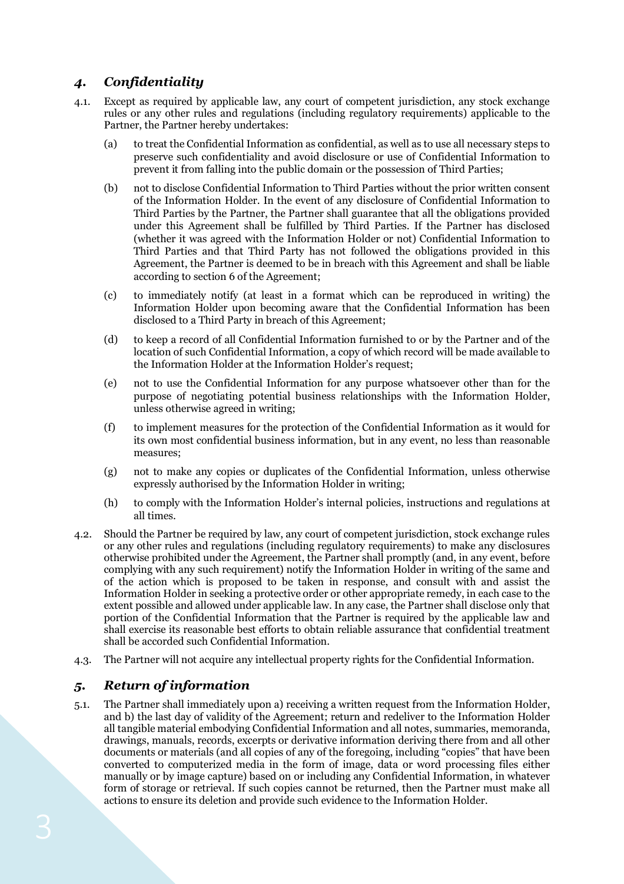## *4. Confidentiality*

4.1. Except as required by applicable law, any court of competent jurisdiction, any stock exchange rules or any other rules and regulations (including regulatory requirements) applicable to the Partner, the Partner hereby undertakes:

(a) to treat the Confidential Information as confidential, as well as to use all necessary steps to preserve such confidentiality and avoid disclosure or use of Confidential Information to prevent it from falling into the public domain or the possession of Third Parties;

(b) not to disclose Confidential Information to Third Parties without the prior written consent of the Information Holder. In the event of any disclosure of Confidential Information to Third Parties by the Partner, the Partner shall guarantee that all the obligations provided under this Agreement shall be fulfilled by Third Parties. If the Partner has disclosed (whether it was agreed with the Information Holder or not) Confidential Information to Third Parties and that Third Party has not followed the obligations provided in this Agreement, the Partner is deemed to be in breach with this Agreement and shall be liable according to section 6 of the Agreement;

(c) to immediately notify (at least in a format which can be reproduced in writing) the Information Holder upon becoming aware that the Confidential Information has been disclosed to a Third Party in breach of this Agreement;

(d) to keep a record of all Confidential Information furnished to or by the Partner and of the location of such Confidential Information, a copy of which record will be made available to the Information Holder at the Information Holder's request;

(e) not to use the Confidential Information for any purpose whatsoever other than for the purpose of negotiating potential business relationships with the Information Holder, unless otherwise agreed in writing;

(f) to implement measures for the protection of the Confidential Information as it would for its own most confidential business information, but in any event, no less than reasonable measures;

(g) not to make any copies or duplicates of the Confidential Information, unless otherwise expressly authorised by the Information Holder in writing;

(h) to comply with the Information Holder's internal policies, instructions and regulations at all times.

4.2. Should the Partner be required by law, any court of competent jurisdiction, stock exchange rules or any other rules and regulations (including regulatory requirements) to make any disclosures otherwise prohibited under the Agreement, the Partner shall promptly (and, in any event, before complying with any such requirement) notify the Information Holder in writing of the same and of the action which is proposed to be taken in response, and consult with and assist the Information Holder in seeking a protective order or other appropriate remedy, in each case to the extent possible and allowed under applicable law. In any case, the Partner shall disclose only that portion of the Confidential Information that the Partner is required by the applicable law and shall exercise its reasonable best efforts to obtain reliable assurance that confidential treatment shall be accorded such Confidential Information.

4.3. The Partner will not acquire any intellectual property rights for the Confidential Information.

## *5. Return of information*

5.1. The Partner shall immediately upon a) receiving a written request from the Information Holder, and b) the last day of validity of the Agreement; return and redeliver to the Information Holder all tangible material embodying Confidential Information and all notes, summaries, memoranda, drawings, manuals, records, excerpts or derivative information deriving there from and all other documents or materials (and all copies of any of the foregoing, including "copies" that have been converted to computerized media in the form of image, data or word processing files either manually or by image capture) based on or including any Confidential Information, in whatever form of storage or retrieval. If such copies cannot be returned, then the Partner must make all actions to ensure its deletion and provide such evidence to the Information Holder.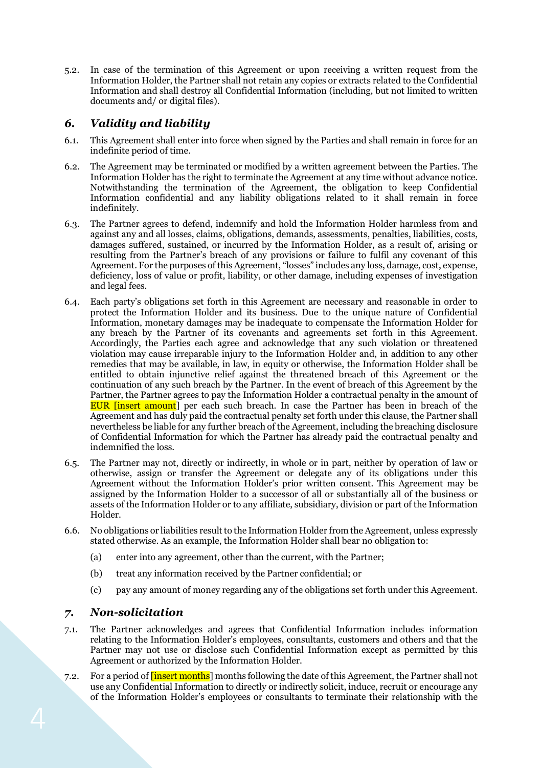5.2. In case of the termination of this Agreement or upon receiving a written request from the Information Holder, the Partner shall not retain any copies or extracts related to the Confidential Information and shall destroy all Confidential Information (including, but not limited to written documents and/ or digital files).

## *6. Validity and liability*

6.1. This Agreement shall enter into force when signed by the Parties and shall remain in force for an indefinite period of time.

6.2. The Agreement may be terminated or modified by a written agreement between the Parties. The Information Holder has the right to terminate the Agreement at any time without advance notice. Notwithstanding the termination of the Agreement, the obligation to keep Confidential Information confidential and any liability obligations related to it shall remain in force indefinitely.

6.3. The Partner agrees to defend, indemnify and hold the Information Holder harmless from and against any and all losses, claims, obligations, demands, assessments, penalties, liabilities, costs, damages suffered, sustained, or incurred by the Information Holder, as a result of, arising or resulting from the Partner's breach of any provisions or failure to fulfil any covenant of this Agreement. For the purposes of this Agreement, "losses" includes any loss, damage, cost, expense, deficiency, loss of value or profit, liability, or other damage, including expenses of investigation and legal fees.

6.4. Each party's obligations set forth in this Agreement are necessary and reasonable in order to protect the Information Holder and its business. Due to the unique nature of Confidential Information, monetary damages may be inadequate to compensate the Information Holder for any breach by the Partner of its covenants and agreements set forth in this Agreement. Accordingly, the Parties each agree and acknowledge that any such violation or threatened violation may cause irreparable injury to the Information Holder and, in addition to any other remedies that may be available, in law, in equity or otherwise, the Information Holder shall be entitled to obtain injunctive relief against the threatened breach of this Agreement or the continuation of any such breach by the Partner. In the event of breach of this Agreement by the Partner, the Partner agrees to pay the Information Holder a contractual penalty in the amount of EUR [insert amount] per each such breach. In case the Partner has been in breach of the Agreement and has duly paid the contractual penalty set forth under this clause, the Partner shall nevertheless be liable for any further breach of the Agreement, including the breaching disclosure of Confidential Information for which the Partner has already paid the contractual penalty and indemnified the loss.

6.5. The Partner may not, directly or indirectly, in whole or in part, neither by operation of law or otherwise, assign or transfer the Agreement or delegate any of its obligations under this Agreement without the Information Holder's prior written consent. This Agreement may be assigned by the Information Holder to a successor of all or substantially all of the business or assets of the Information Holder or to any affiliate, subsidiary, division or part of the Information Holder.

6.6. No obligations or liabilities result to the Information Holder from the Agreement, unless expressly stated otherwise. As an example, the Information Holder shall bear no obligation to:

(a) enter into any agreement, other than the current, with the Partner;

(b) treat any information received by the Partner confidential; or

(c) pay any amount of money regarding any of the obligations set forth under this Agreement.

## *7. Non-solicitation*

7.1. The Partner acknowledges and agrees that Confidential Information includes information relating to the Information Holder's employees, consultants, customers and others and that the Partner may not use or disclose such Confidential Information except as permitted by this Agreement or authorized by the Information Holder.

7.2. For a period of [insert months] months following the date of this Agreement, the Partner shall not use any Confidential Information to directly or indirectly solicit, induce, recruit or encourage any of the Information Holder's employees or consultants to terminate their relationship with the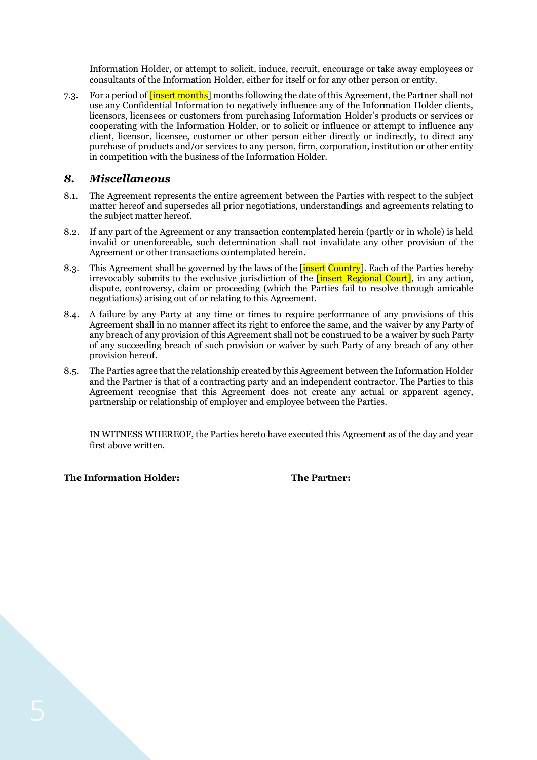Information Holder, or attempt to solicit, induce, recruit, encourage or take away employees or consultants of the Information Holder, either for itself or for any other person or entity.

7.3. For a period of [insert months] months following the date of this Agreement, the Partner shall not use any Confidential Information to negatively influence any of the Information Holder clients, licensors, licensees or customers from purchasing Information Holder's products or services or cooperating with the Information Holder, or to solicit or influence or attempt to influence any client, licensor, licensee, customer or other person either directly or indirectly, to direct any purchase of products and/or services to any person, firm, corporation, institution or other entity in competition with the business of the Information Holder.

## *8. Miscellaneous*

8.1. The Agreement represents the entire agreement between the Parties with respect to the subject matter hereof and supersedes all prior negotiations, understandings and agreements relating to the subject matter hereof.

8.2. If any part of the Agreement or any transaction contemplated herein (partly or in whole) is held invalid or unenforceable, such determination shall not invalidate any other provision of the Agreement or other transactions contemplated herein.

8.3. This Agreement shall be governed by the laws of the [insert Country]. Each of the Parties hereby irrevocably submits to the exclusive jurisdiction of the [insert Regional Court], in any action, dispute, controversy, claim or proceeding (which the Parties fail to resolve through amicable negotiations) arising out of or relating to this Agreement.

8.4. A failure by any Party at any time or times to require performance of any provisions of this Agreement shall in no manner affect its right to enforce the same, and the waiver by any Party of any breach of any provision of this Agreement shall not be construed to be a waiver by such Party of any succeeding breach of such provision or waiver by such Party of any breach of any other provision hereof.

8.5. The Parties agree that the relationship created by this Agreement between the Information Holder and the Partner is that of a contracting party and an independent contractor. The Parties to this Agreement recognise that this Agreement does not create any actual or apparent agency, partnership or relationship of employer and employee between the Parties.

IN WITNESS WHEREOF, the Parties hereto have executed this Agreement as of the day and year first above written.

**The Information Holder:** **The Partner:**